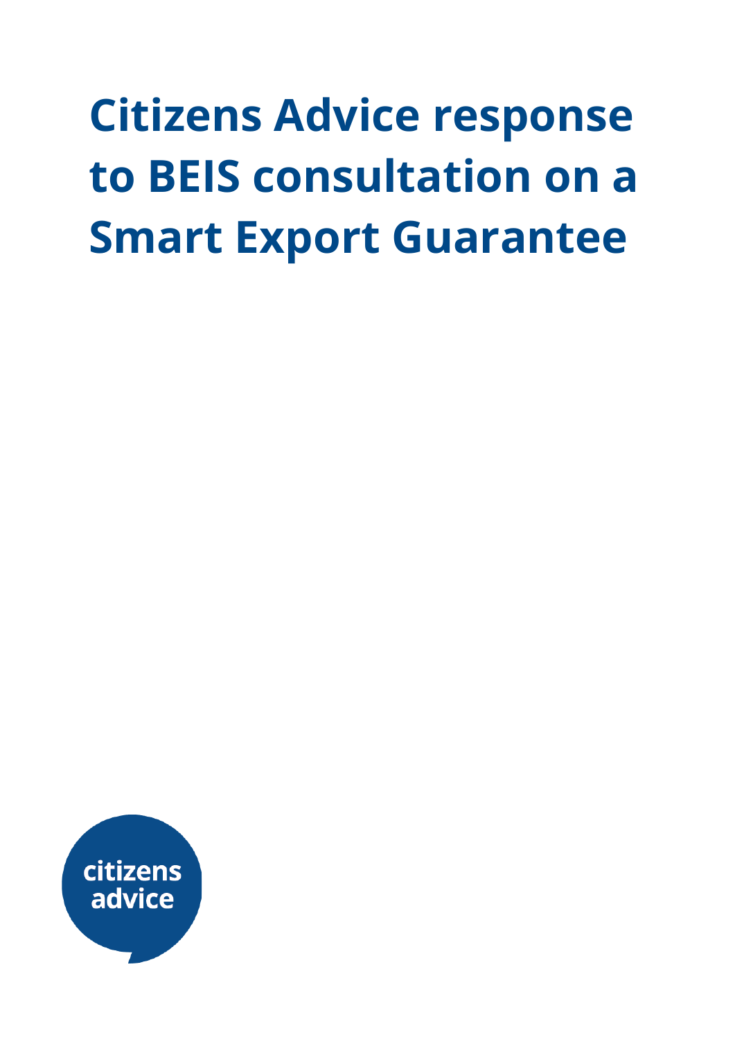# Citizens Advice response to BEIS consultation on a Smart Export Guarantee

citizens advice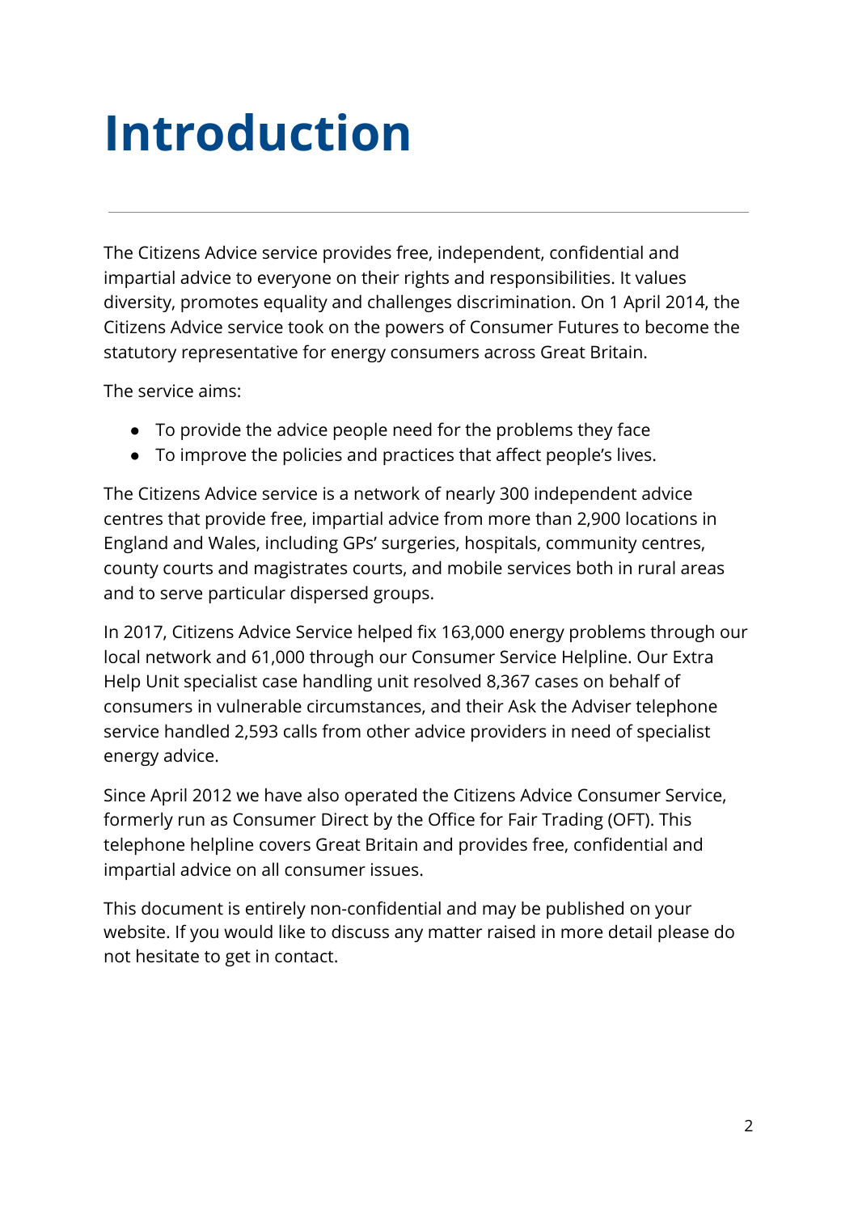# Introduction

The Citizens Advice service provides free, independent, confidential and impartial advice to everyone on their rights and responsibilities. It values diversity, promotes equality and challenges discrimination. On 1 April 2014, the Citizens Advice service took on the powers of Consumer Futures to become the statutory representative for energy consumers across Great Britain.

The service aims:

- To provide the advice people need for the problems they face
- To improve the policies and practices that affect people's lives.

The Citizens Advice service is a network of nearly 300 independent advice centres that provide free, impartial advice from more than 2,900 locations in England and Wales, including GPs' surgeries, hospitals, community centres, county courts and magistrates courts, and mobile services both in rural areas and to serve particular dispersed groups.

In 2017, Citizens Advice Service helped fix 163,000 energy problems through our local network and 61,000 through our Consumer Service Helpline. Our Extra Help Unit specialist case handling unit resolved 8,367 cases on behalf of consumers in vulnerable circumstances, and their Ask the Adviser telephone service handled 2,593 calls from other advice providers in need of specialist energy advice.

Since April 2012 we have also operated the Citizens Advice Consumer Service, formerly run as Consumer Direct by the Office for Fair Trading (OFT). This telephone helpline covers Great Britain and provides free, confidential and impartial advice on all consumer issues.

This document is entirely non-confidential and may be published on your website. If you would like to discuss any matter raised in more detail please do not hesitate to get in contact.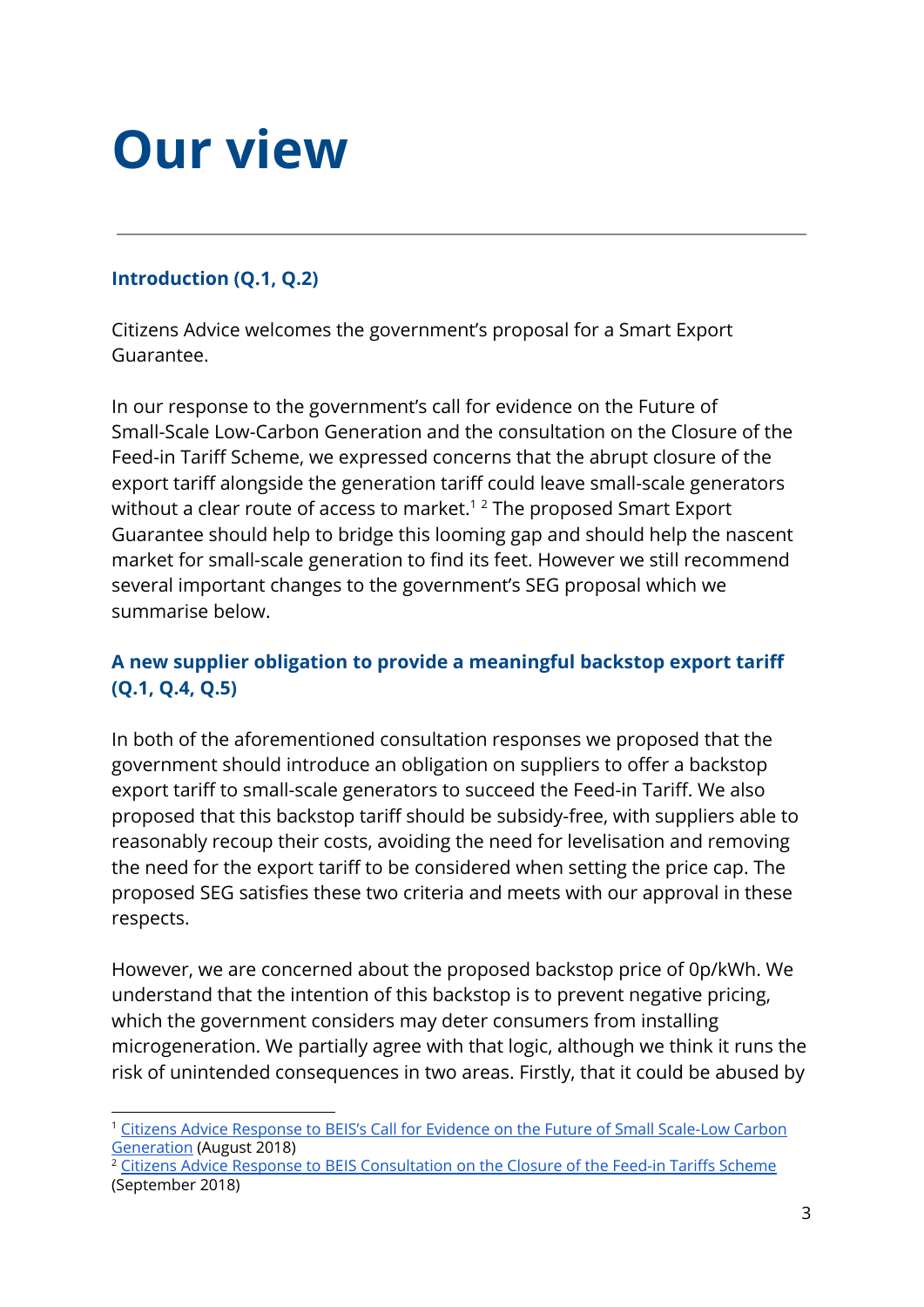# Our view

### Introduction (Q.1, Q.2)

Citizens Advice welcomes the government's proposal for a Smart Export Guarantee.

In our response to the government's call for evidence on the Future of Small-Scale Low-Carbon Generation and the consultation on the Closure of the Feed-in Tariff Scheme, we expressed concerns that the abrupt closure of the export tariff alongside the generation tariff could leave small-scale generators without a clear route of access to market.[1] [2] The proposed Smart Export Guarantee should help to bridge this looming gap and should help the nascent market for small-scale generation to find its feet. However we still recommend several important changes to the government's SEG proposal which we summarise below.

### A new supplier obligation to provide a meaningful backstop export tariff (Q.1, Q.4, Q.5)

In both of the aforementioned consultation responses we proposed that the government should introduce an obligation on suppliers to offer a backstop export tariff to small-scale generators to succeed the Feed-in Tariff. We also proposed that this backstop tariff should be subsidy-free, with suppliers able to reasonably recoup their costs, avoiding the need for levelisation and removing the need for the export tariff to be considered when setting the price cap. The proposed SEG satisfies these two criteria and meets with our approval in these respects.

However, we are concerned about the proposed backstop price of 0p/kWh. We understand that the intention of this backstop is to prevent negative pricing, which the government considers may deter consumers from installing microgeneration. We partially agree with that logic, although we think it runs the risk of unintended consequences in two areas. Firstly, that it could be abused by

[1] Citizens Advice Response to BEIS's Call for Evidence on the Future of Small Scale-Low Carbon Generation (August 2018)

[2] Citizens Advice Response to BEIS Consultation on the Closure of the Feed-in Tariffs Scheme (September 2018)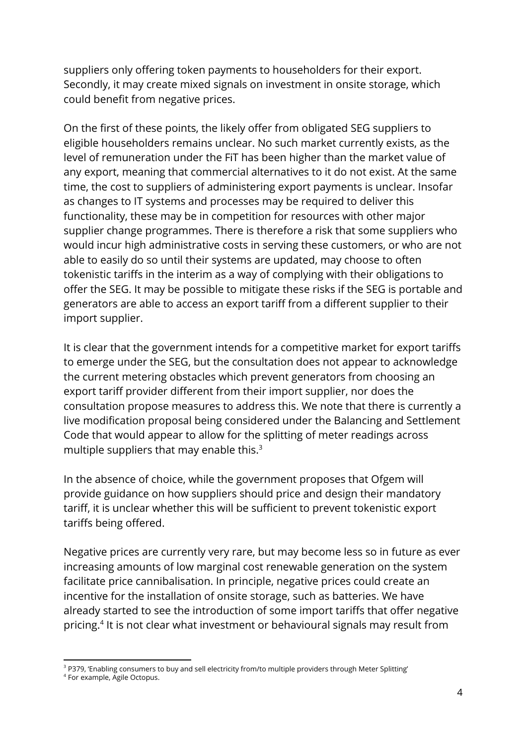suppliers only offering token payments to householders for their export. Secondly, it may create mixed signals on investment in onsite storage, which could benefit from negative prices.

On the first of these points, the likely offer from obligated SEG suppliers to eligible householders remains unclear. No such market currently exists, as the level of remuneration under the FiT has been higher than the market value of any export, meaning that commercial alternatives to it do not exist. At the same time, the cost to suppliers of administering export payments is unclear. Insofar as changes to IT systems and processes may be required to deliver this functionality, these may be in competition for resources with other major supplier change programmes. There is therefore a risk that some suppliers who would incur high administrative costs in serving these customers, or who are not able to easily do so until their systems are updated, may choose to often tokenistic tariffs in the interim as a way of complying with their obligations to offer the SEG. It may be possible to mitigate these risks if the SEG is portable and generators are able to access an export tariff from a different supplier to their import supplier.

It is clear that the government intends for a competitive market for export tariffs to emerge under the SEG, but the consultation does not appear to acknowledge the current metering obstacles which prevent generators from choosing an export tariff provider different from their import supplier, nor does the consultation propose measures to address this. We note that there is currently a live modification proposal being considered under the Balancing and Settlement Code that would appear to allow for the splitting of meter readings across multiple suppliers that may enable this.[3]

In the absence of choice, while the government proposes that Ofgem will provide guidance on how suppliers should price and design their mandatory tariff, it is unclear whether this will be sufficient to prevent tokenistic export tariffs being offered.

Negative prices are currently very rare, but may become less so in future as ever increasing amounts of low marginal cost renewable generation on the system facilitate price cannibalisation. In principle, negative prices could create an incentive for the installation of onsite storage, such as batteries. We have already started to see the introduction of some import tariffs that offer negative pricing.[4] It is not clear what investment or behavioural signals may result from

---

[3] P379, 'Enabling consumers to buy and sell electricity from/to multiple providers through Meter Splitting'

[4] For example, Agile Octopus.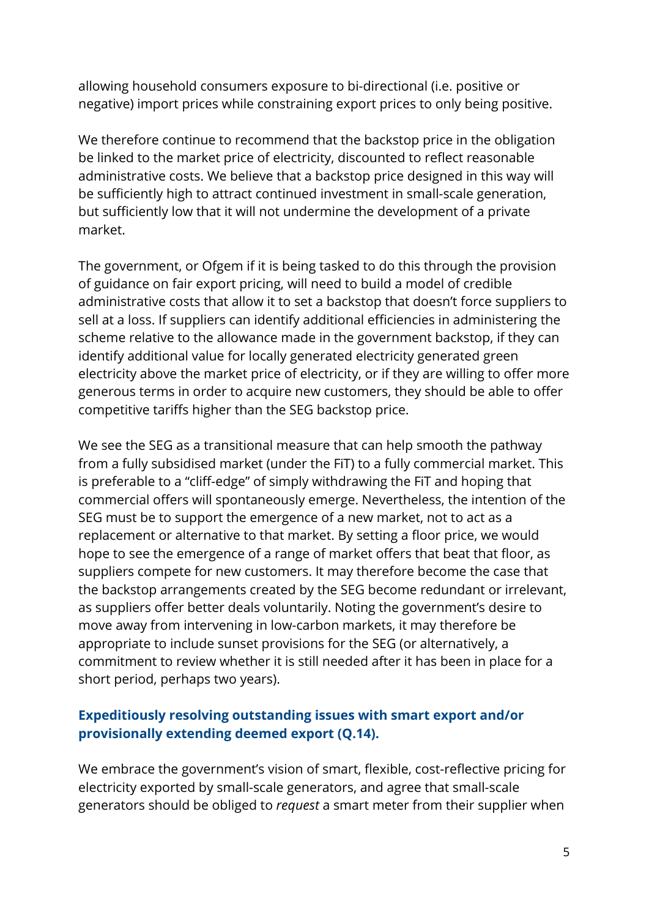allowing household consumers exposure to bi-directional (i.e. positive or negative) import prices while constraining export prices to only being positive.

We therefore continue to recommend that the backstop price in the obligation be linked to the market price of electricity, discounted to reflect reasonable administrative costs. We believe that a backstop price designed in this way will be sufficiently high to attract continued investment in small-scale generation, but sufficiently low that it will not undermine the development of a private market.

The government, or Ofgem if it is being tasked to do this through the provision of guidance on fair export pricing, will need to build a model of credible administrative costs that allow it to set a backstop that doesn't force suppliers to sell at a loss. If suppliers can identify additional efficiencies in administering the scheme relative to the allowance made in the government backstop, if they can identify additional value for locally generated electricity generated green electricity above the market price of electricity, or if they are willing to offer more generous terms in order to acquire new customers, they should be able to offer competitive tariffs higher than the SEG backstop price.

We see the SEG as a transitional measure that can help smooth the pathway from a fully subsidised market (under the FiT) to a fully commercial market. This is preferable to a "cliff-edge" of simply withdrawing the FiT and hoping that commercial offers will spontaneously emerge. Nevertheless, the intention of the SEG must be to support the emergence of a new market, not to act as a replacement or alternative to that market. By setting a floor price, we would hope to see the emergence of a range of market offers that beat that floor, as suppliers compete for new customers. It may therefore become the case that the backstop arrangements created by the SEG become redundant or irrelevant, as suppliers offer better deals voluntarily. Noting the government's desire to move away from intervening in low-carbon markets, it may therefore be appropriate to include sunset provisions for the SEG (or alternatively, a commitment to review whether it is still needed after it has been in place for a short period, perhaps two years).

### Expeditiously resolving outstanding issues with smart export and/or provisionally extending deemed export (Q.14).

We embrace the government's vision of smart, flexible, cost-reflective pricing for electricity exported by small-scale generators, and agree that small-scale generators should be obliged to *request* a smart meter from their supplier when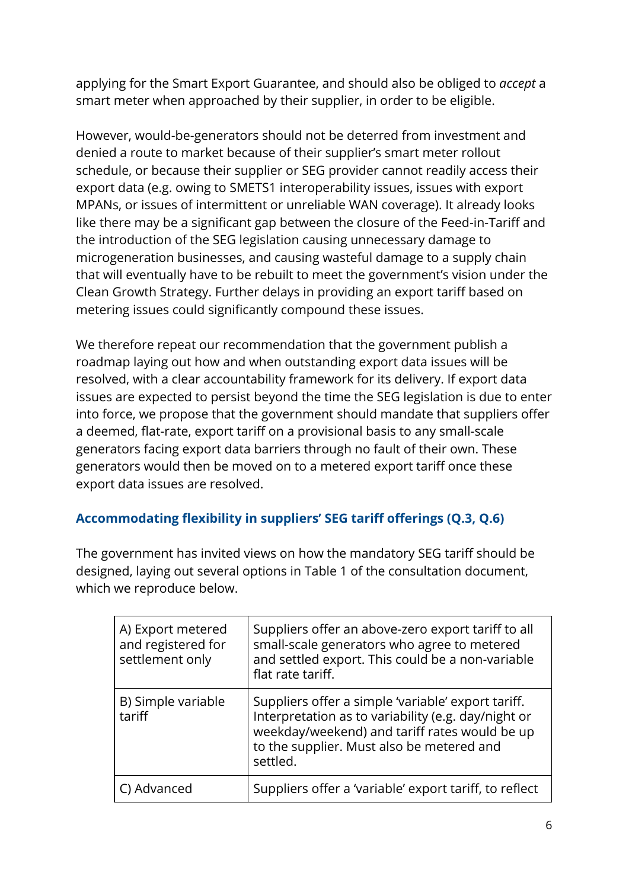applying for the Smart Export Guarantee, and should also be obliged to *accept* a smart meter when approached by their supplier, in order to be eligible.

However, would-be-generators should not be deterred from investment and denied a route to market because of their supplier's smart meter rollout schedule, or because their supplier or SEG provider cannot readily access their export data (e.g. owing to SMETS1 interoperability issues, issues with export MPANs, or issues of intermittent or unreliable WAN coverage). It already looks like there may be a significant gap between the closure of the Feed-in-Tariff and the introduction of the SEG legislation causing unnecessary damage to microgeneration businesses, and causing wasteful damage to a supply chain that will eventually have to be rebuilt to meet the government's vision under the Clean Growth Strategy. Further delays in providing an export tariff based on metering issues could significantly compound these issues.

We therefore repeat our recommendation that the government publish a roadmap laying out how and when outstanding export data issues will be resolved, with a clear accountability framework for its delivery. If export data issues are expected to persist beyond the time the SEG legislation is due to enter into force, we propose that the government should mandate that suppliers offer a deemed, flat-rate, export tariff on a provisional basis to any small-scale generators facing export data barriers through no fault of their own. These generators would then be moved on to a metered export tariff once these export data issues are resolved.

### Accommodating flexibility in suppliers' SEG tariff offerings (Q.3, Q.6)

The government has invited views on how the mandatory SEG tariff should be designed, laying out several options in Table 1 of the consultation document, which we reproduce below.

| | |
|---|---|
| A) Export metered and registered for settlement only | Suppliers offer an above-zero export tariff to all small-scale generators who agree to metered and settled export. This could be a non-variable flat rate tariff. |
| B) Simple variable tariff | Suppliers offer a simple 'variable' export tariff. Interpretation as to variability (e.g. day/night or weekday/weekend) and tariff rates would be up to the supplier. Must also be metered and settled. |
| C) Advanced | Suppliers offer a 'variable' export tariff, to reflect |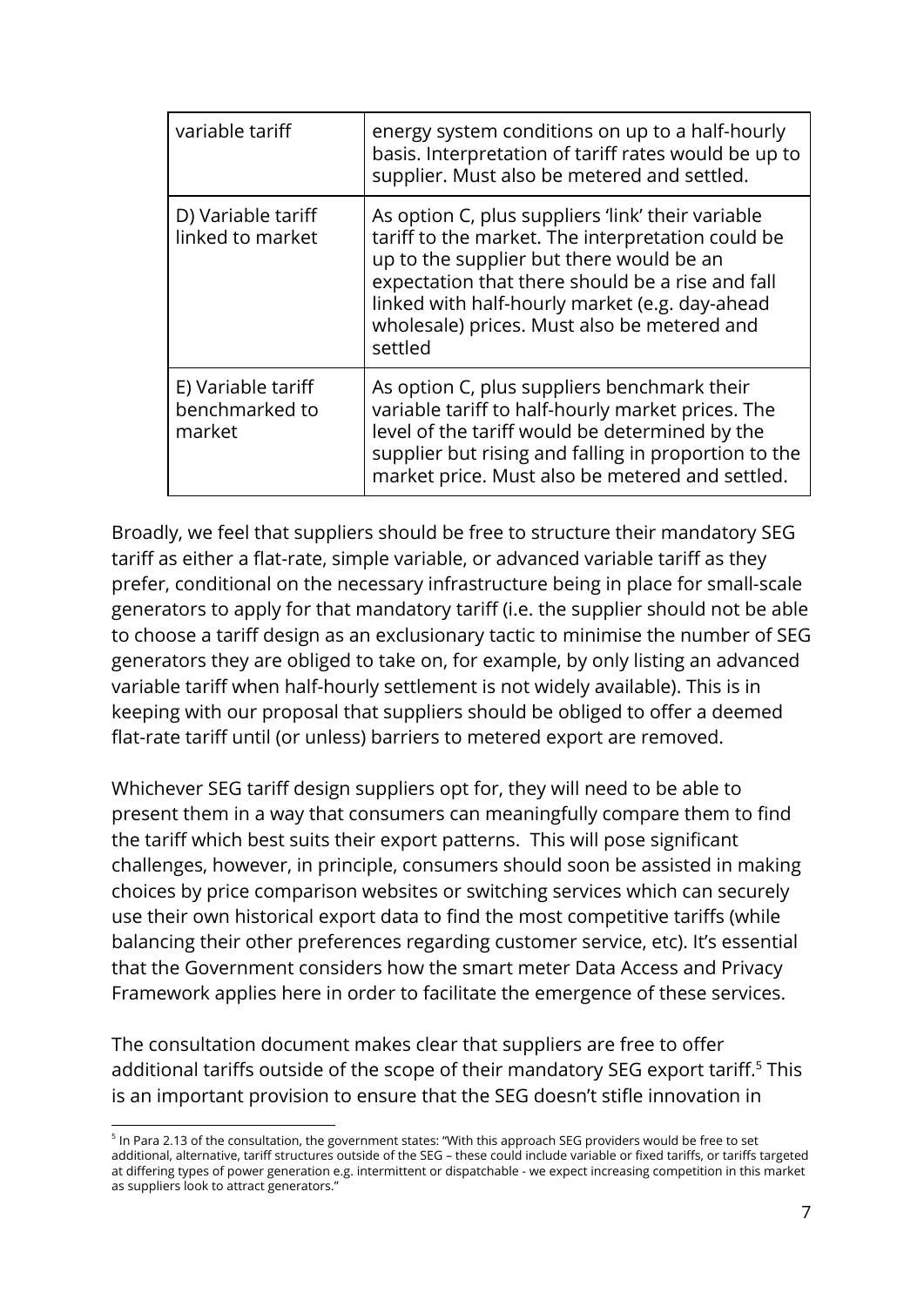| variable tariff | energy system conditions on up to a half-hourly basis. Interpretation of tariff rates would be up to supplier. Must also be metered and settled. |
| --- | --- |
| D) Variable tariff linked to market | As option C, plus suppliers 'link' their variable tariff to the market. The interpretation could be up to the supplier but there would be an expectation that there should be a rise and fall linked with half-hourly market (e.g. day-ahead wholesale) prices. Must also be metered and settled |
| E) Variable tariff benchmarked to market | As option C, plus suppliers benchmark their variable tariff to half-hourly market prices. The level of the tariff would be determined by the supplier but rising and falling in proportion to the market price. Must also be metered and settled. |

Broadly, we feel that suppliers should be free to structure their mandatory SEG tariff as either a flat-rate, simple variable, or advanced variable tariff as they prefer, conditional on the necessary infrastructure being in place for small-scale generators to apply for that mandatory tariff (i.e. the supplier should not be able to choose a tariff design as an exclusionary tactic to minimise the number of SEG generators they are obliged to take on, for example, by only listing an advanced variable tariff when half-hourly settlement is not widely available). This is in keeping with our proposal that suppliers should be obliged to offer a deemed flat-rate tariff until (or unless) barriers to metered export are removed.

Whichever SEG tariff design suppliers opt for, they will need to be able to present them in a way that consumers can meaningfully compare them to find the tariff which best suits their export patterns. This will pose significant challenges, however, in principle, consumers should soon be assisted in making choices by price comparison websites or switching services which can securely use their own historical export data to find the most competitive tariffs (while balancing their other preferences regarding customer service, etc). It's essential that the Government considers how the smart meter Data Access and Privacy Framework applies here in order to facilitate the emergence of these services.

The consultation document makes clear that suppliers are free to offer additional tariffs outside of the scope of their mandatory SEG export tariff.[5] This is an important provision to ensure that the SEG doesn't stifle innovation in

[5] In Para 2.13 of the consultation, the government states: "With this approach SEG providers would be free to set additional, alternative, tariff structures outside of the SEG – these could include variable or fixed tariffs, or tariffs targeted at differing types of power generation e.g. intermittent or dispatchable - we expect increasing competition in this market as suppliers look to attract generators."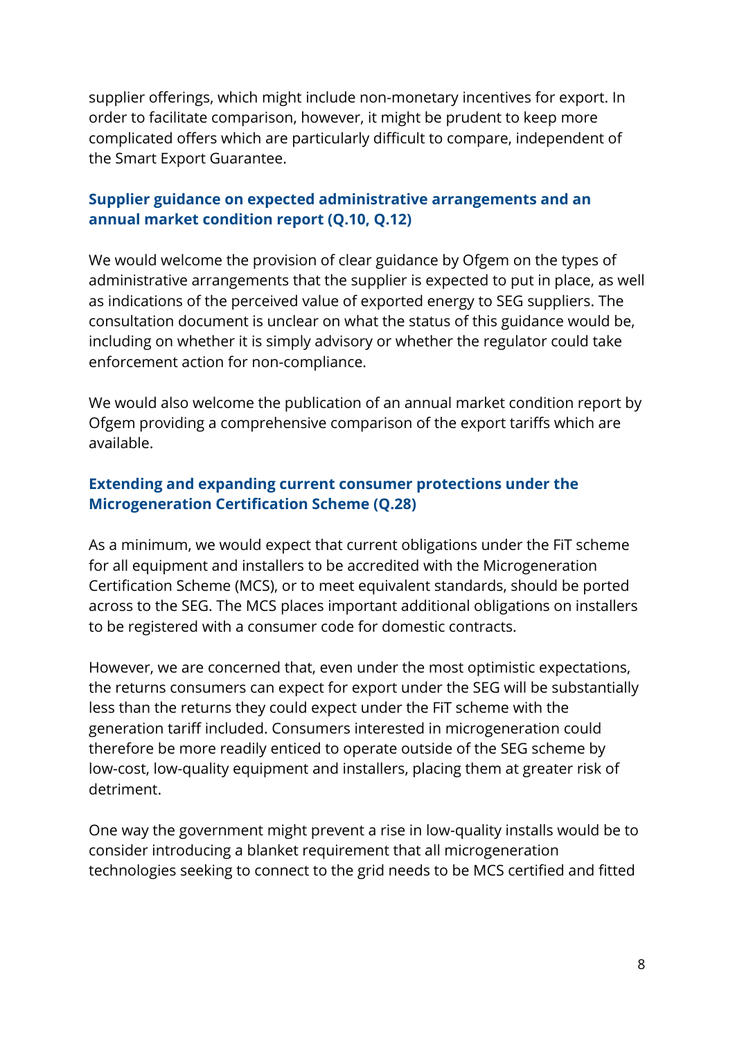supplier offerings, which might include non-monetary incentives for export. In order to facilitate comparison, however, it might be prudent to keep more complicated offers which are particularly difficult to compare, independent of the Smart Export Guarantee.

### Supplier guidance on expected administrative arrangements and an annual market condition report (Q.10, Q.12)

We would welcome the provision of clear guidance by Ofgem on the types of administrative arrangements that the supplier is expected to put in place, as well as indications of the perceived value of exported energy to SEG suppliers. The consultation document is unclear on what the status of this guidance would be, including on whether it is simply advisory or whether the regulator could take enforcement action for non-compliance.

We would also welcome the publication of an annual market condition report by Ofgem providing a comprehensive comparison of the export tariffs which are available.

### Extending and expanding current consumer protections under the Microgeneration Certification Scheme (Q.28)

As a minimum, we would expect that current obligations under the FiT scheme for all equipment and installers to be accredited with the Microgeneration Certification Scheme (MCS), or to meet equivalent standards, should be ported across to the SEG. The MCS places important additional obligations on installers to be registered with a consumer code for domestic contracts.

However, we are concerned that, even under the most optimistic expectations, the returns consumers can expect for export under the SEG will be substantially less than the returns they could expect under the FiT scheme with the generation tariff included. Consumers interested in microgeneration could therefore be more readily enticed to operate outside of the SEG scheme by low-cost, low-quality equipment and installers, placing them at greater risk of detriment.

One way the government might prevent a rise in low-quality installs would be to consider introducing a blanket requirement that all microgeneration technologies seeking to connect to the grid needs to be MCS certified and fitted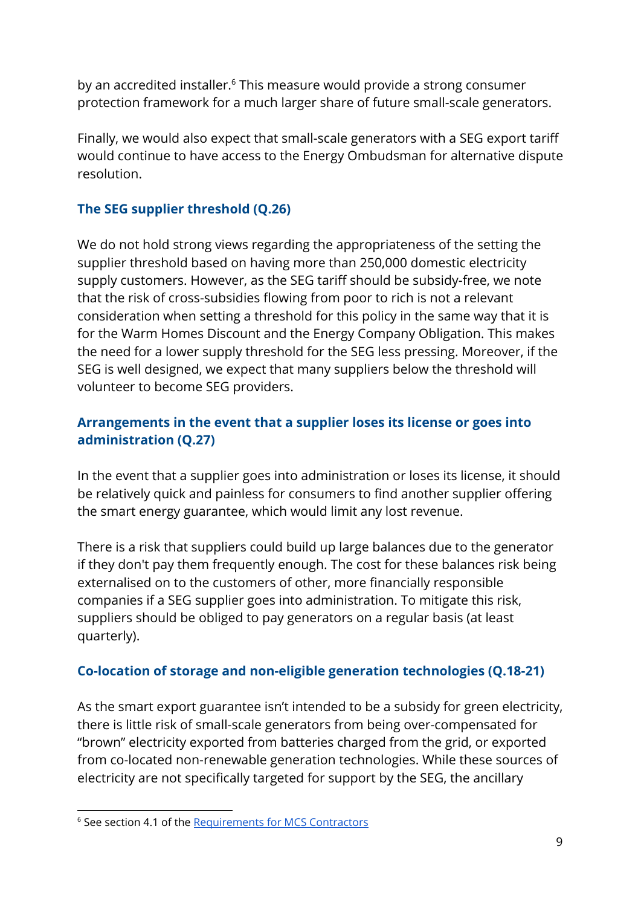by an accredited installer.[6] This measure would provide a strong consumer protection framework for a much larger share of future small-scale generators.

Finally, we would also expect that small-scale generators with a SEG export tariff would continue to have access to the Energy Ombudsman for alternative dispute resolution.

### The SEG supplier threshold (Q.26)

We do not hold strong views regarding the appropriateness of the setting the supplier threshold based on having more than 250,000 domestic electricity supply customers. However, as the SEG tariff should be subsidy-free, we note that the risk of cross-subsidies flowing from poor to rich is not a relevant consideration when setting a threshold for this policy in the same way that it is for the Warm Homes Discount and the Energy Company Obligation. This makes the need for a lower supply threshold for the SEG less pressing. Moreover, if the SEG is well designed, we expect that many suppliers below the threshold will volunteer to become SEG providers.

### Arrangements in the event that a supplier loses its license or goes into administration (Q.27)

In the event that a supplier goes into administration or loses its license, it should be relatively quick and painless for consumers to find another supplier offering the smart energy guarantee, which would limit any lost revenue.

There is a risk that suppliers could build up large balances due to the generator if they don't pay them frequently enough. The cost for these balances risk being externalised on to the customers of other, more financially responsible companies if a SEG supplier goes into administration. To mitigate this risk, suppliers should be obliged to pay generators on a regular basis (at least quarterly).

### Co-location of storage and non-eligible generation technologies (Q.18-21)

As the smart export guarantee isn't intended to be a subsidy for green electricity, there is little risk of small-scale generators from being over-compensated for "brown" electricity exported from batteries charged from the grid, or exported from co-located non-renewable generation technologies. While these sources of electricity are not specifically targeted for support by the SEG, the ancillary

[6] See section 4.1 of the Requirements for MCS Contractors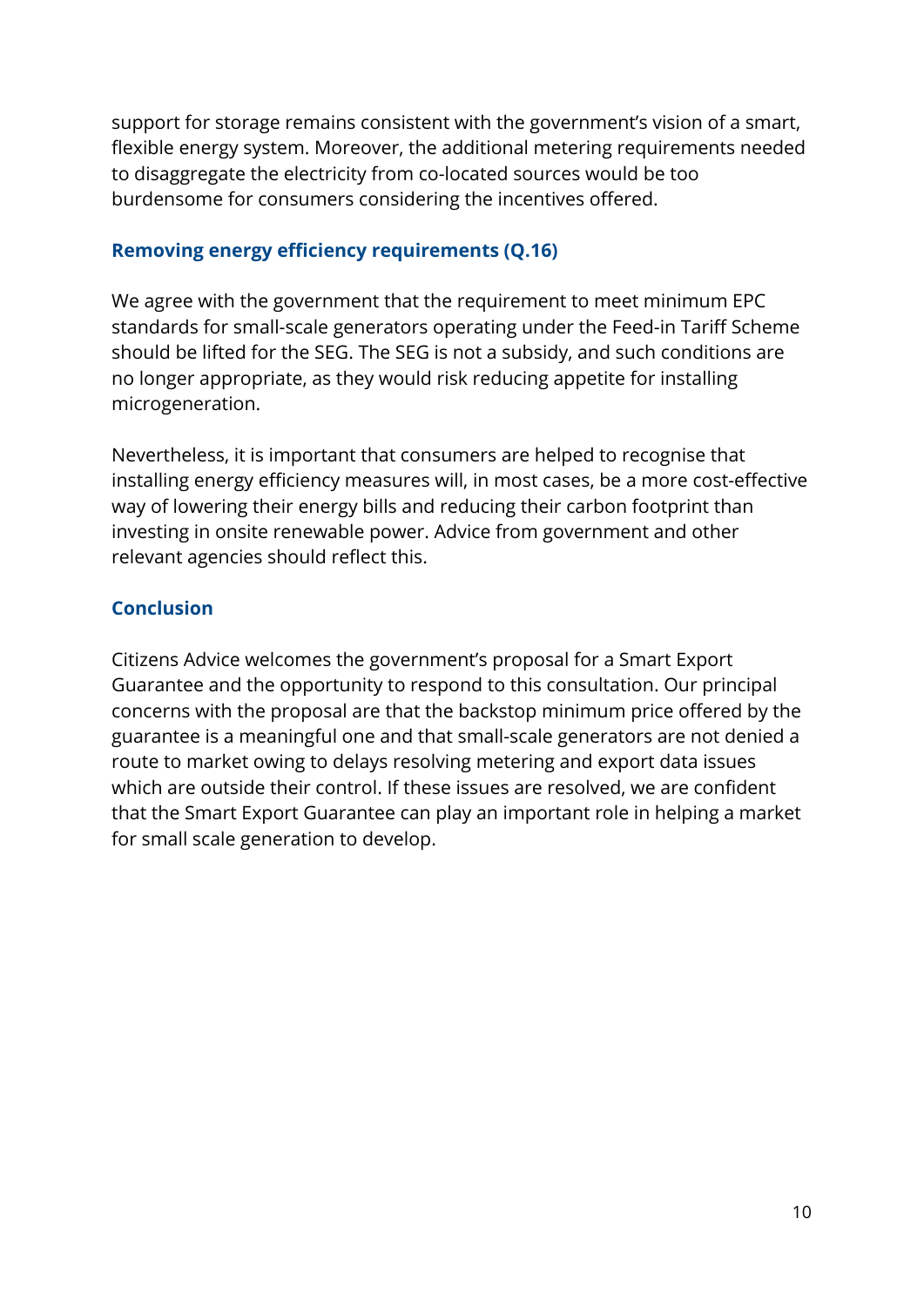support for storage remains consistent with the government's vision of a smart, flexible energy system. Moreover, the additional metering requirements needed to disaggregate the electricity from co-located sources would be too burdensome for consumers considering the incentives offered.

### Removing energy efficiency requirements (Q.16)

We agree with the government that the requirement to meet minimum EPC standards for small-scale generators operating under the Feed-in Tariff Scheme should be lifted for the SEG. The SEG is not a subsidy, and such conditions are no longer appropriate, as they would risk reducing appetite for installing microgeneration.

Nevertheless, it is important that consumers are helped to recognise that installing energy efficiency measures will, in most cases, be a more cost-effective way of lowering their energy bills and reducing their carbon footprint than investing in onsite renewable power. Advice from government and other relevant agencies should reflect this.

### Conclusion

Citizens Advice welcomes the government's proposal for a Smart Export Guarantee and the opportunity to respond to this consultation. Our principal concerns with the proposal are that the backstop minimum price offered by the guarantee is a meaningful one and that small-scale generators are not denied a route to market owing to delays resolving metering and export data issues which are outside their control. If these issues are resolved, we are confident that the Smart Export Guarantee can play an important role in helping a market for small scale generation to develop.